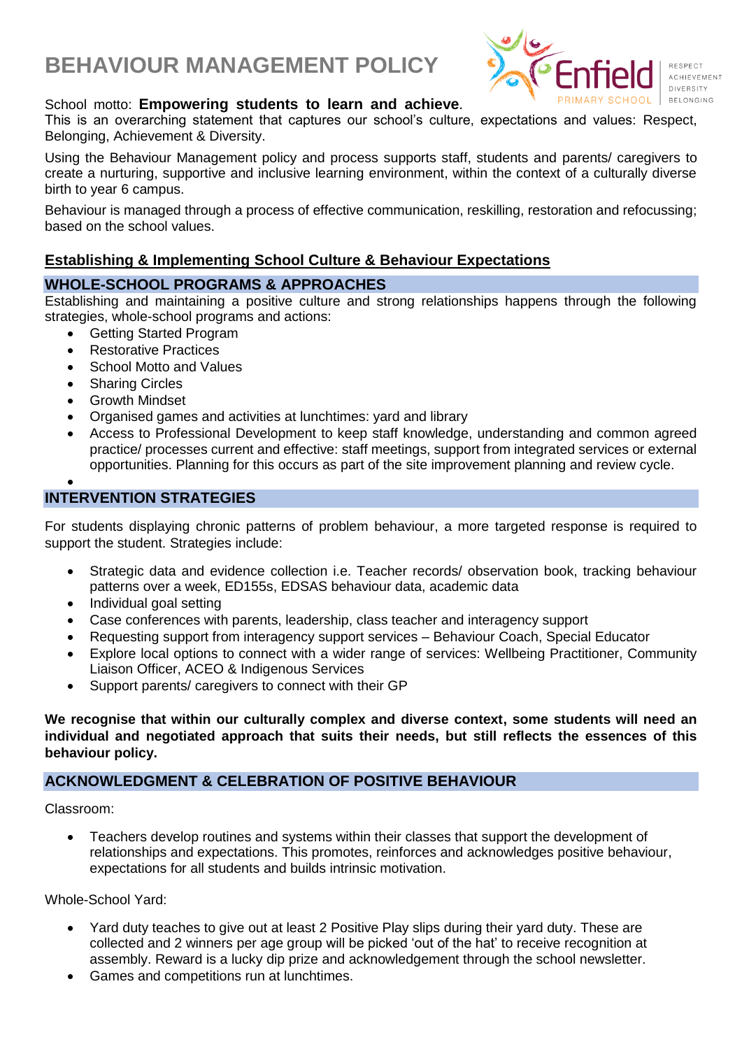# BEHAVIOUR MANAGEMENT POLICY

Enfield PRIMARY SCHOOL — RESPECT ACHIEVEMENT DIVERSITY BELONGING

School motto: **Empowering students to learn and achieve**.

This is an overarching statement that captures our school's culture, expectations and values: Respect, Belonging, Achievement & Diversity.

Using the Behaviour Management policy and process supports staff, students and parents/ caregivers to create a nurturing, supportive and inclusive learning environment, within the context of a culturally diverse birth to year 6 campus.

Behaviour is managed through a process of effective communication, reskilling, restoration and refocussing; based on the school values.

## Establishing & Implementing School Culture & Behaviour Expectations

### WHOLE-SCHOOL PROGRAMS & APPROACHES

Establishing and maintaining a positive culture and strong relationships happens through the following strategies, whole-school programs and actions:

- Getting Started Program
- Restorative Practices
- School Motto and Values
- Sharing Circles
- Growth Mindset
- Organised games and activities at lunchtimes: yard and library
- Access to Professional Development to keep staff knowledge, understanding and common agreed practice/ processes current and effective: staff meetings, support from integrated services or external opportunities. Planning for this occurs as part of the site improvement planning and review cycle.

### INTERVENTION STRATEGIES

For students displaying chronic patterns of problem behaviour, a more targeted response is required to support the student. Strategies include:

- Strategic data and evidence collection i.e. Teacher records/ observation book, tracking behaviour patterns over a week, ED155s, EDSAS behaviour data, academic data
- Individual goal setting
- Case conferences with parents, leadership, class teacher and interagency support
- Requesting support from interagency support services – Behaviour Coach, Special Educator
- Explore local options to connect with a wider range of services: Wellbeing Practitioner, Community Liaison Officer, ACEO & Indigenous Services
- Support parents/ caregivers to connect with their GP

**We recognise that within our culturally complex and diverse context, some students will need an individual and negotiated approach that suits their needs, but still reflects the essences of this behaviour policy.**

### ACKNOWLEDGMENT & CELEBRATION OF POSITIVE BEHAVIOUR

Classroom:

- Teachers develop routines and systems within their classes that support the development of relationships and expectations. This promotes, reinforces and acknowledges positive behaviour, expectations for all students and builds intrinsic motivation.

Whole-School Yard:

- Yard duty teaches to give out at least 2 Positive Play slips during their yard duty. These are collected and 2 winners per age group will be picked 'out of the hat' to receive recognition at assembly. Reward is a lucky dip prize and acknowledgement through the school newsletter.
- Games and competitions run at lunchtimes.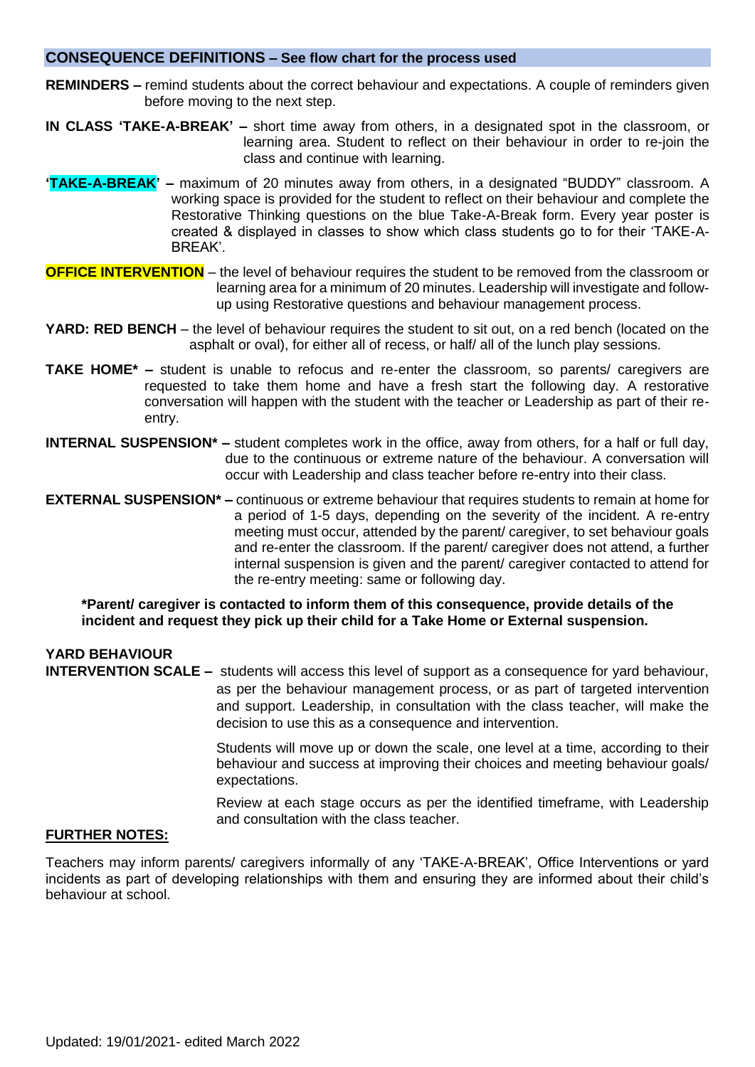## CONSEQUENCE DEFINITIONS – See flow chart for the process used

**REMINDERS –** remind students about the correct behaviour and expectations. A couple of reminders given before moving to the next step.

**IN CLASS 'TAKE-A-BREAK' –** short time away from others, in a designated spot in the classroom, or learning area. Student to reflect on their behaviour in order to re-join the class and continue with learning.

**'TAKE-A-BREAK' –** maximum of 20 minutes away from others, in a designated "BUDDY" classroom. A working space is provided for the student to reflect on their behaviour and complete the Restorative Thinking questions on the blue Take-A-Break form. Every year poster is created & displayed in classes to show which class students go to for their 'TAKE-A-BREAK'.

**OFFICE INTERVENTION** – the level of behaviour requires the student to be removed from the classroom or learning area for a minimum of 20 minutes. Leadership will investigate and follow-up using Restorative questions and behaviour management process.

**YARD: RED BENCH** – the level of behaviour requires the student to sit out, on a red bench (located on the asphalt or oval), for either all of recess, or half/ all of the lunch play sessions.

**TAKE HOME* –** student is unable to refocus and re-enter the classroom, so parents/ caregivers are requested to take them home and have a fresh start the following day. A restorative conversation will happen with the student with the teacher or Leadership as part of their re-entry.

**INTERNAL SUSPENSION* –** student completes work in the office, away from others, for a half or full day, due to the continuous or extreme nature of the behaviour. A conversation will occur with Leadership and class teacher before re-entry into their class.

**EXTERNAL SUSPENSION* –** continuous or extreme behaviour that requires students to remain at home for a period of 1-5 days, depending on the severity of the incident. A re-entry meeting must occur, attended by the parent/ caregiver, to set behaviour goals and re-enter the classroom. If the parent/ caregiver does not attend, a further internal suspension is given and the parent/ caregiver contacted to attend for the re-entry meeting: same or following day.

**\*Parent/ caregiver is contacted to inform them of this consequence, provide details of the incident and request they pick up their child for a Take Home or External suspension.**

**YARD BEHAVIOUR INTERVENTION SCALE –** students will access this level of support as a consequence for yard behaviour, as per the behaviour management process, or as part of targeted intervention and support. Leadership, in consultation with the class teacher, will make the decision to use this as a consequence and intervention.

Students will move up or down the scale, one level at a time, according to their behaviour and success at improving their choices and meeting behaviour goals/ expectations.

Review at each stage occurs as per the identified timeframe, with Leadership and consultation with the class teacher.

**FURTHER NOTES:**

Teachers may inform parents/ caregivers informally of any 'TAKE-A-BREAK', Office Interventions or yard incidents as part of developing relationships with them and ensuring they are informed about their child's behaviour at school.

Updated: 19/01/2021- edited March 2022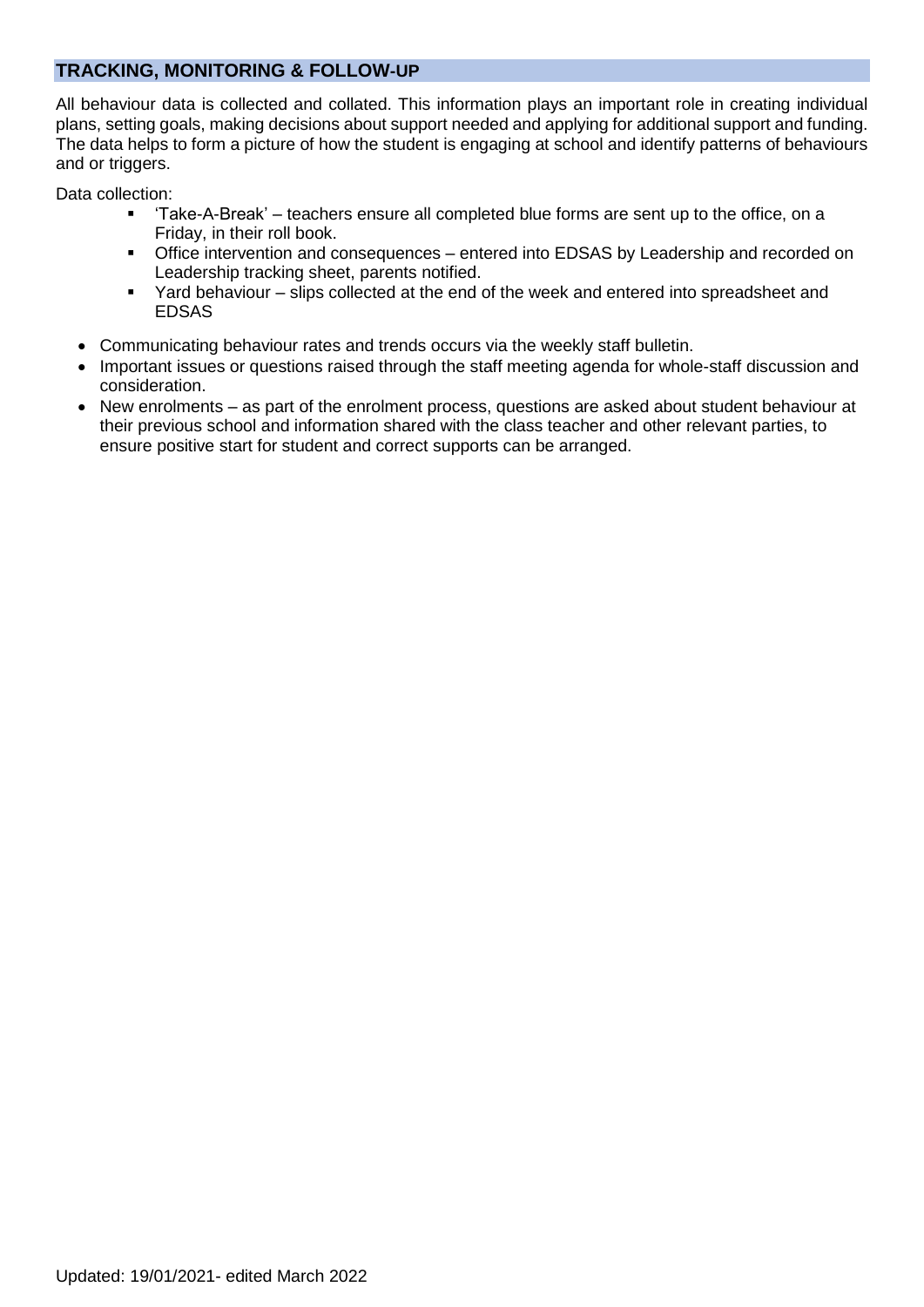## TRACKING, MONITORING & FOLLOW-UP

All behaviour data is collected and collated. This information plays an important role in creating individual plans, setting goals, making decisions about support needed and applying for additional support and funding. The data helps to form a picture of how the student is engaging at school and identify patterns of behaviours and or triggers.

Data collection:

- 'Take-A-Break' – teachers ensure all completed blue forms are sent up to the office, on a Friday, in their roll book.
- Office intervention and consequences – entered into EDSAS by Leadership and recorded on Leadership tracking sheet, parents notified.
- Yard behaviour – slips collected at the end of the week and entered into spreadsheet and EDSAS

- Communicating behaviour rates and trends occurs via the weekly staff bulletin.
- Important issues or questions raised through the staff meeting agenda for whole-staff discussion and consideration.
- New enrolments – as part of the enrolment process, questions are asked about student behaviour at their previous school and information shared with the class teacher and other relevant parties, to ensure positive start for student and correct supports can be arranged.

Updated: 19/01/2021- edited March 2022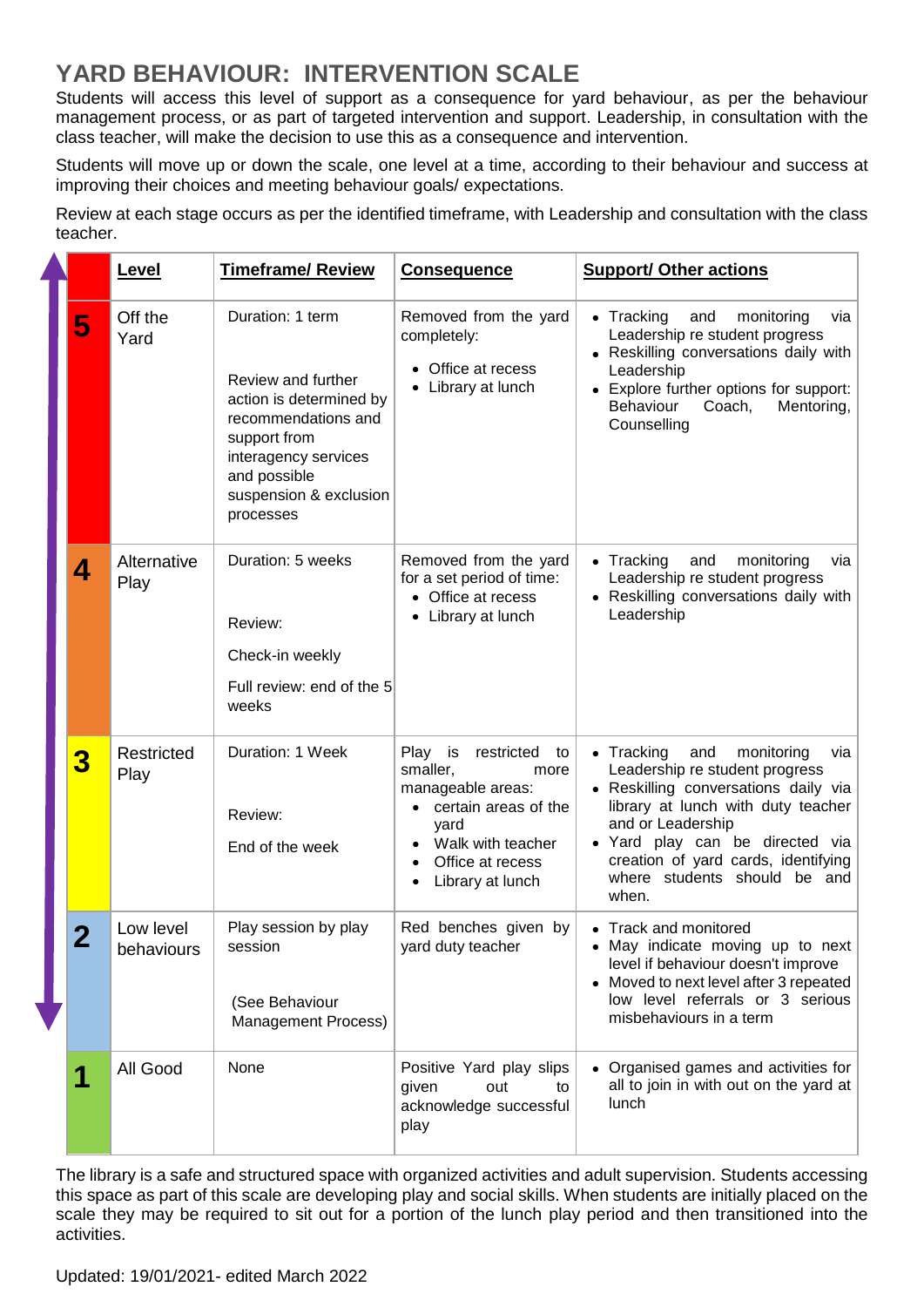# YARD BEHAVIOUR: INTERVENTION SCALE

Students will access this level of support as a consequence for yard behaviour, as per the behaviour management process, or as part of targeted intervention and support. Leadership, in consultation with the class teacher, will make the decision to use this as a consequence and intervention.

Students will move up or down the scale, one level at a time, according to their behaviour and success at improving their choices and meeting behaviour goals/ expectations.

Review at each stage occurs as per the identified timeframe, with Leadership and consultation with the class teacher.

| | Level | Timeframe/ Review | Consequence | Support/ Other actions |
|---|---|---|---|---|
| **5** | Off the Yard | Duration: 1 term<br><br>Review and further action is determined by recommendations and support from interagency services and possible suspension & exclusion processes | Removed from the yard completely:<br>• Office at recess<br>• Library at lunch | • Tracking and monitoring via Leadership re student progress<br>• Reskilling conversations daily with Leadership<br>• Explore further options for support: Behaviour Coach, Mentoring, Counselling |
| **4** | Alternative Play | Duration: 5 weeks<br><br>Review:<br>Check-in weekly<br>Full review: end of the 5 weeks | Removed from the yard for a set period of time:<br>• Office at recess<br>• Library at lunch | • Tracking and monitoring via Leadership re student progress<br>• Reskilling conversations daily with Leadership |
| **3** | Restricted Play | Duration: 1 Week<br><br>Review:<br>End of the week | Play is restricted to smaller, more manageable areas:<br>• certain areas of the yard<br>• Walk with teacher<br>• Office at recess<br>• Library at lunch | • Tracking and monitoring via Leadership re student progress<br>• Reskilling conversations daily via library at lunch with duty teacher and or Leadership<br>• Yard play can be directed via creation of yard cards, identifying where students should be and when. |
| **2** | Low level behaviours | Play session by play session<br><br>(See Behaviour Management Process) | Red benches given by yard duty teacher | • Track and monitored<br>• May indicate moving up to next level if behaviour doesn't improve<br>• Moved to next level after 3 repeated low level referrals or 3 serious misbehaviours in a term |
| **1** | All Good | None | Positive Yard play slips given out to acknowledge successful play | • Organised games and activities for all to join in with out on the yard at lunch |

The library is a safe and structured space with organized activities and adult supervision. Students accessing this space as part of this scale are developing play and social skills. When students are initially placed on the scale they may be required to sit out for a portion of the lunch play period and then transitioned into the activities.

Updated: 19/01/2021- edited March 2022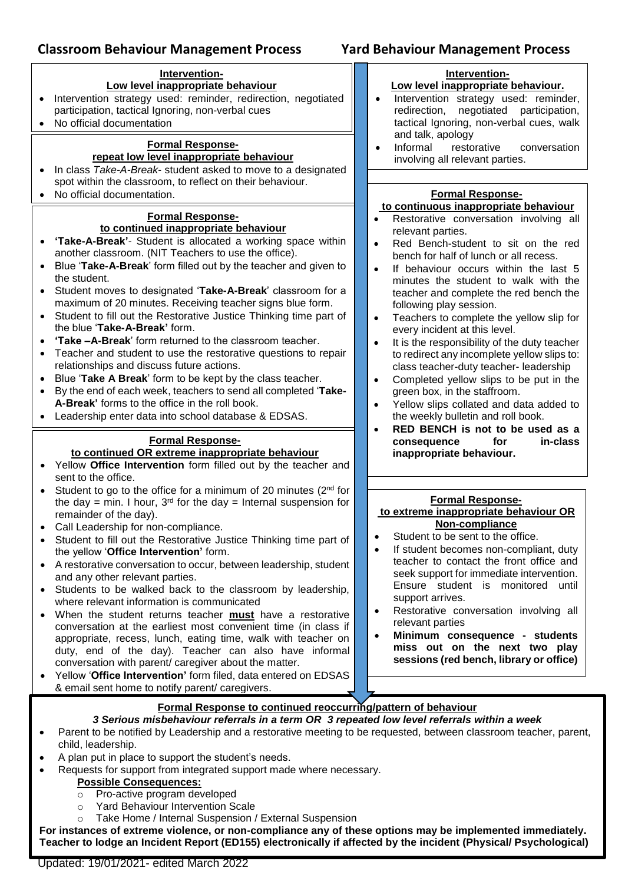## Classroom Behaviour Management Process

**Intervention-**
**Low level inappropriate behaviour**

- Intervention strategy used: reminder, redirection, negotiated participation, tactical Ignoring, non-verbal cues
- No official documentation

**Formal Response-**
**repeat low level inappropriate behaviour**

- In class *Take-A-Break*- student asked to move to a designated spot within the classroom, to reflect on their behaviour.
- No official documentation.

**Formal Response-**
**to continued inappropriate behaviour**

- **'Take-A-Break'**- Student is allocated a working space within another classroom. (NIT Teachers to use the office).
- Blue '**Take-A-Break**' form filled out by the teacher and given to the student.
- Student moves to designated '**Take-A-Break**' classroom for a maximum of 20 minutes. Receiving teacher signs blue form.
- Student to fill out the Restorative Justice Thinking time part of the blue '**Take-A-Break'** form.
- **'Take –A-Break**' form returned to the classroom teacher.
- Teacher and student to use the restorative questions to repair relationships and discuss future actions.
- Blue '**Take A Break**' form to be kept by the class teacher.
- By the end of each week, teachers to send all completed '**Take-A-Break'** forms to the office in the roll book.
- Leadership enter data into school database & EDSAS.

**Formal Response-**
**to continued OR extreme inappropriate behaviour**

- Yellow **Office Intervention** form filled out by the teacher and sent to the office.
- Student to go to the office for a minimum of 20 minutes (2nd for the day = min. I hour, 3rd for the day = Internal suspension for remainder of the day).
- Call Leadership for non-compliance.
- Student to fill out the Restorative Justice Thinking time part of the yellow '**Office Intervention'** form.
- A restorative conversation to occur, between leadership, student and any other relevant parties.
- Students to be walked back to the classroom by leadership, where relevant information is communicated
- When the student returns teacher **must** have a restorative conversation at the earliest most convenient time (in class if appropriate, recess, lunch, eating time, walk with teacher on duty, end of the day). Teacher can also have informal conversation with parent/ caregiver about the matter.
- Yellow '**Office Intervention'** form filed, data entered on EDSAS & email sent home to notify parent/ caregivers.

## Yard Behaviour Management Process

**Intervention-**
**Low level inappropriate behaviour.**

- Intervention strategy used: reminder, redirection, negotiated participation, tactical Ignoring, non-verbal cues, walk and talk, apology
- Informal restorative conversation involving all relevant parties.

**Formal Response-**
**to continuous inappropriate behaviour**

- Restorative conversation involving all relevant parties.
- Red Bench-student to sit on the red bench for half of lunch or all recess.
- If behaviour occurs within the last 5 minutes the student to walk with the teacher and complete the red bench the following play session.
- Teachers to complete the yellow slip for every incident at this level.
- It is the responsibility of the duty teacher to redirect any incomplete yellow slips to: class teacher-duty teacher- leadership
- Completed yellow slips to be put in the green box, in the staffroom.
- Yellow slips collated and data added to the weekly bulletin and roll book.
- **RED BENCH is not to be used as a consequence for in-class inappropriate behaviour.**

**Formal Response-**
**to extreme inappropriate behaviour OR Non-compliance**

- Student to be sent to the office.
- If student becomes non-compliant, duty teacher to contact the front office and seek support for immediate intervention. Ensure student is monitored until support arrives.
- Restorative conversation involving all relevant parties
- **Minimum consequence - students miss out on the next two play sessions (red bench, library or office)**

**Formal Response to continued reoccurring/pattern of behaviour**

***3 Serious misbehaviour referrals in a term OR 3 repeated low level referrals within a week***

- Parent to be notified by Leadership and a restorative meeting to be requested, between classroom teacher, parent, child, leadership.
- A plan put in place to support the student's needs.
- Requests for support from integrated support made where necessary.

**Possible Consequences:**

- Pro-active program developed
- Yard Behaviour Intervention Scale
- Take Home / Internal Suspension / External Suspension

**For instances of extreme violence, or non-compliance any of these options may be implemented immediately.**
**Teacher to lodge an Incident Report (ED155) electronically if affected by the incident (Physical/ Psychological)**

Updated: 19/01/2021- edited March 2022